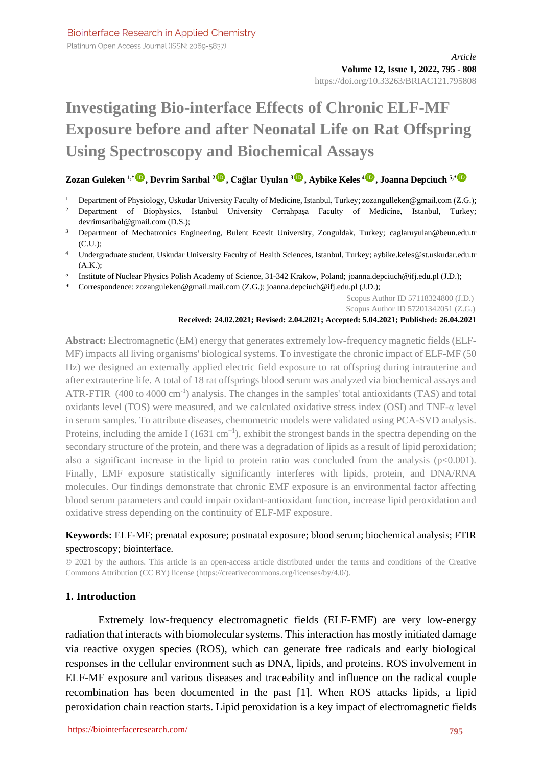Biointerface Research in Applied Chemistry

Platinum Open Access Journal (ISSN: 2069-5837)

*Article*

https://doi.org/10.33263/BRIAC121.795808

# Investigating Bio-interface Effects of Chronic ELF-MF Exposure before and after Neonatal Life on Rat Offspring Using Spectroscopy and Biochemical Assays

**Zozan Guleken [1,*], Devrim Sarıbal [2], Çağlar Uyulan [3], Aybike Keles [4], Joanna Depciuch [5,*]**

[1] Department of Physiology, Uskudar University Faculty of Medicine, Istanbul, Turkey; zozangulleken@gmail.com (Z.G.);
[2] Department of Biophysics, Istanbul University Cerrahpaşa Faculty of Medicine, Istanbul, Turkey; devrimsaribal@gmail.com (D.S.);
[3] Department of Mechatronics Engineering, Bulent Ecevit University, Zonguldak, Turkey; caglaruyulan@beun.edu.tr (C.U.);
[4] Undergraduate student, Uskudar University Faculty of Health Sciences, Istanbul, Turkey; aybike.keles@st.uskudar.edu.tr (A.K.);
[5] Institute of Nuclear Physics Polish Academy of Science, 31-342 Krakow, Poland; joanna.depciuch@ifj.edu.pl (J.D.);
[*] Correspondence: zozanguleken@gmail.mail.com (Z.G.); joanna.depciuch@ifj.edu.pl (J.D.);

Scopus Author ID 57118324800 (J.D.)
Scopus Author ID 57201342051 (Z.G.)

**Received: 24.02.2021; Revised: 2.04.2021; Accepted: 5.04.2021; Published: 26.04.2021**

**Abstract:** Electromagnetic (EM) energy that generates extremely low-frequency magnetic fields (ELF-MF) impacts all living organisms' biological systems. To investigate the chronic impact of ELF-MF (50 Hz) we designed an externally applied electric field exposure to rat offspring during intrauterine and after extrauterine life. A total of 18 rat offsprings blood serum was analyzed via biochemical assays and ATR-FTIR (400 to 4000 $cm^{-1}$) analysis. The changes in the samples' total antioxidants (TAS) and total oxidants level (TOS) were measured, and we calculated oxidative stress index (OSI) and TNF-α level in serum samples. To attribute diseases, chemometric models were validated using PCA-SVD analysis. Proteins, including the amide I (1631 $cm^{-1}$), exhibit the strongest bands in the spectra depending on the secondary structure of the protein, and there was a degradation of lipids as a result of lipid peroxidation; also a significant increase in the lipid to protein ratio was concluded from the analysis ($p<0.001$). Finally, EMF exposure statistically significantly interferes with lipids, protein, and DNA/RNA molecules. Our findings demonstrate that chronic EMF exposure is an environmental factor affecting blood serum parameters and could impair oxidant-antioxidant function, increase lipid peroxidation and oxidative stress depending on the continuity of ELF-MF exposure.

**Keywords:** ELF-MF; prenatal exposure; postnatal exposure; blood serum; biochemical analysis; FTIR spectroscopy; biointerface.

© 2021 by the authors. This article is an open-access article distributed under the terms and conditions of the Creative Commons Attribution (CC BY) license (https://creativecommons.org/licenses/by/4.0/).

## 1. Introduction

Extremely low-frequency electromagnetic fields (ELF-EMF) are very low-energy radiation that interacts with biomolecular systems. This interaction has mostly initiated damage via reactive oxygen species (ROS), which can generate free radicals and early biological responses in the cellular environment such as DNA, lipids, and proteins. ROS involvement in ELF-MF exposure and various diseases and traceability and influence on the radical couple recombination has been documented in the past [1]. When ROS attacks lipids, a lipid peroxidation chain reaction starts. Lipid peroxidation is a key impact of electromagnetic fields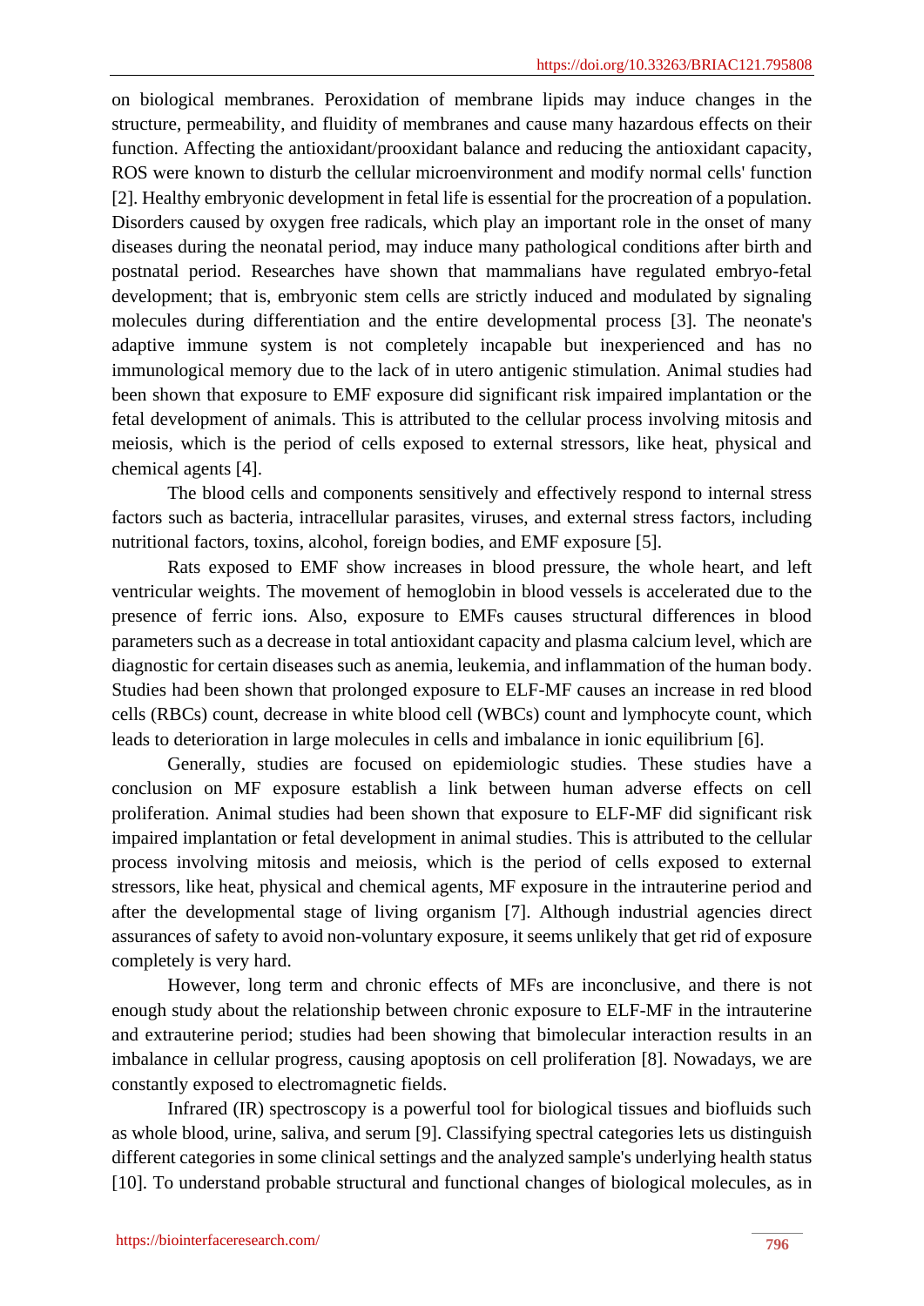on biological membranes. Peroxidation of membrane lipids may induce changes in the structure, permeability, and fluidity of membranes and cause many hazardous effects on their function. Affecting the antioxidant/prooxidant balance and reducing the antioxidant capacity, ROS were known to disturb the cellular microenvironment and modify normal cells' function [2]. Healthy embryonic development in fetal life is essential for the procreation of a population. Disorders caused by oxygen free radicals, which play an important role in the onset of many diseases during the neonatal period, may induce many pathological conditions after birth and postnatal period. Researches have shown that mammalians have regulated embryo-fetal development; that is, embryonic stem cells are strictly induced and modulated by signaling molecules during differentiation and the entire developmental process [3]. The neonate's adaptive immune system is not completely incapable but inexperienced and has no immunological memory due to the lack of in utero antigenic stimulation. Animal studies had been shown that exposure to EMF exposure did significant risk impaired implantation or the fetal development of animals. This is attributed to the cellular process involving mitosis and meiosis, which is the period of cells exposed to external stressors, like heat, physical and chemical agents [4].

The blood cells and components sensitively and effectively respond to internal stress factors such as bacteria, intracellular parasites, viruses, and external stress factors, including nutritional factors, toxins, alcohol, foreign bodies, and EMF exposure [5].

Rats exposed to EMF show increases in blood pressure, the whole heart, and left ventricular weights. The movement of hemoglobin in blood vessels is accelerated due to the presence of ferric ions. Also, exposure to EMFs causes structural differences in blood parameters such as a decrease in total antioxidant capacity and plasma calcium level, which are diagnostic for certain diseases such as anemia, leukemia, and inflammation of the human body. Studies had been shown that prolonged exposure to ELF-MF causes an increase in red blood cells (RBCs) count, decrease in white blood cell (WBCs) count and lymphocyte count, which leads to deterioration in large molecules in cells and imbalance in ionic equilibrium [6].

Generally, studies are focused on epidemiologic studies. These studies have a conclusion on MF exposure establish a link between human adverse effects on cell proliferation. Animal studies had been shown that exposure to ELF-MF did significant risk impaired implantation or fetal development in animal studies. This is attributed to the cellular process involving mitosis and meiosis, which is the period of cells exposed to external stressors, like heat, physical and chemical agents, MF exposure in the intrauterine period and after the developmental stage of living organism [7]. Although industrial agencies direct assurances of safety to avoid non-voluntary exposure, it seems unlikely that get rid of exposure completely is very hard.

However, long term and chronic effects of MFs are inconclusive, and there is not enough study about the relationship between chronic exposure to ELF-MF in the intrauterine and extrauterine period; studies had been showing that bimolecular interaction results in an imbalance in cellular progress, causing apoptosis on cell proliferation [8]. Nowadays, we are constantly exposed to electromagnetic fields.

Infrared (IR) spectroscopy is a powerful tool for biological tissues and biofluids such as whole blood, urine, saliva, and serum [9]. Classifying spectral categories lets us distinguish different categories in some clinical settings and the analyzed sample's underlying health status [10]. To understand probable structural and functional changes of biological molecules, as in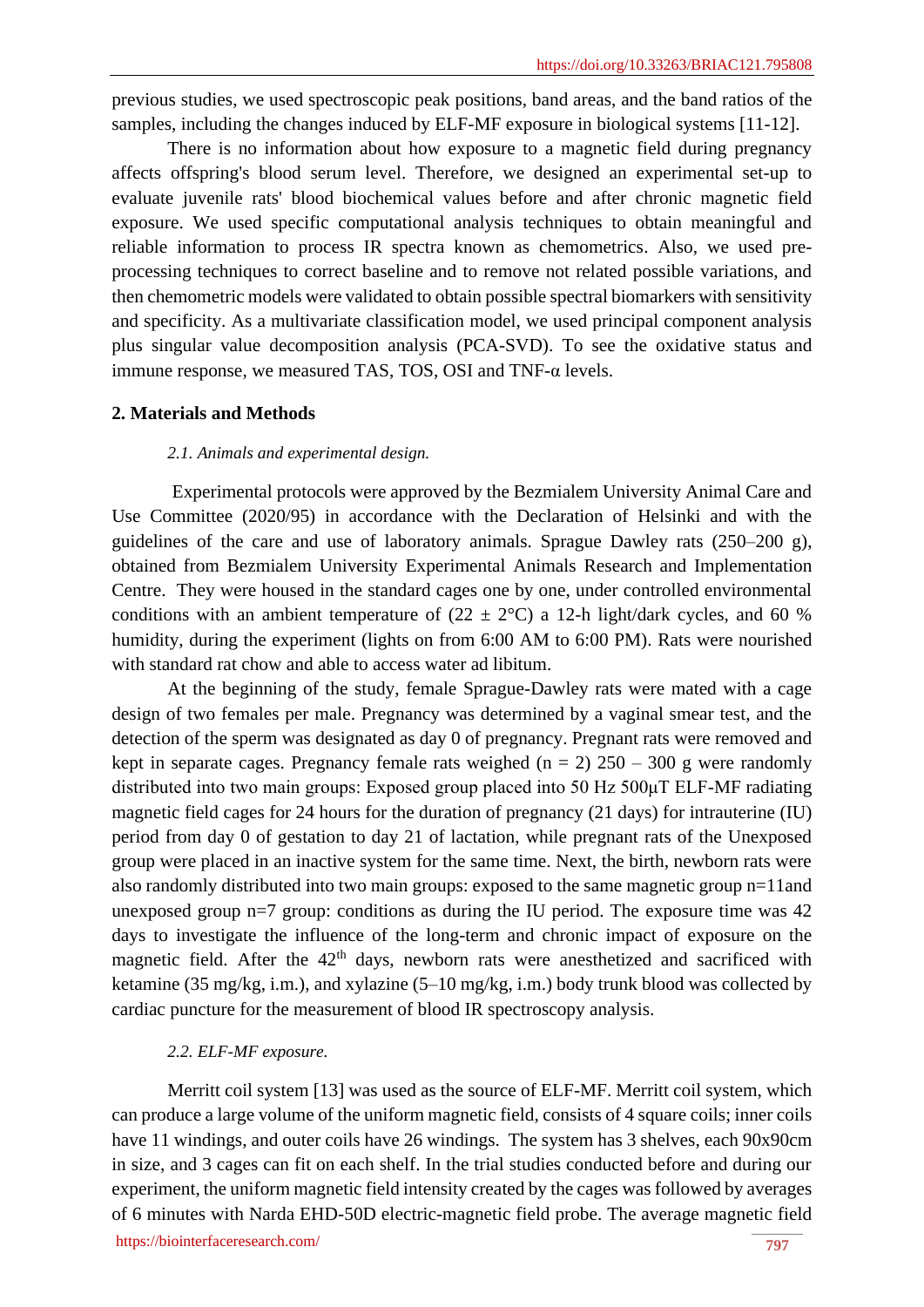previous studies, we used spectroscopic peak positions, band areas, and the band ratios of the samples, including the changes induced by ELF-MF exposure in biological systems [11-12].

There is no information about how exposure to a magnetic field during pregnancy affects offspring's blood serum level. Therefore, we designed an experimental set-up to evaluate juvenile rats' blood biochemical values before and after chronic magnetic field exposure. We used specific computational analysis techniques to obtain meaningful and reliable information to process IR spectra known as chemometrics. Also, we used pre-processing techniques to correct baseline and to remove not related possible variations, and then chemometric models were validated to obtain possible spectral biomarkers with sensitivity and specificity. As a multivariate classification model, we used principal component analysis plus singular value decomposition analysis (PCA-SVD). To see the oxidative status and immune response, we measured TAS, TOS, OSI and TNF-α levels.

## 2. Materials and Methods

### *2.1. Animals and experimental design.*

Experimental protocols were approved by the Bezmialem University Animal Care and Use Committee (2020/95) in accordance with the Declaration of Helsinki and with the guidelines of the care and use of laboratory animals. Sprague Dawley rats (250–200 g), obtained from Bezmialem University Experimental Animals Research and Implementation Centre. They were housed in the standard cages one by one, under controlled environmental conditions with an ambient temperature of (22 ± 2°C) a 12-h light/dark cycles, and 60 % humidity, during the experiment (lights on from 6:00 AM to 6:00 PM). Rats were nourished with standard rat chow and able to access water ad libitum.

At the beginning of the study, female Sprague-Dawley rats were mated with a cage design of two females per male. Pregnancy was determined by a vaginal smear test, and the detection of the sperm was designated as day 0 of pregnancy. Pregnant rats were removed and kept in separate cages. Pregnancy female rats weighed (n = 2) 250 – 300 g were randomly distributed into two main groups: Exposed group placed into 50 Hz 500μT ELF-MF radiating magnetic field cages for 24 hours for the duration of pregnancy (21 days) for intrauterine (IU) period from day 0 of gestation to day 21 of lactation, while pregnant rats of the Unexposed group were placed in an inactive system for the same time. Next, the birth, newborn rats were also randomly distributed into two main groups: exposed to the same magnetic group n=11and unexposed group n=7 group: conditions as during the IU period. The exposure time was 42 days to investigate the influence of the long-term and chronic impact of exposure on the magnetic field. After the 42$^{th}$ days, newborn rats were anesthetized and sacrificed with ketamine (35 mg/kg, i.m.), and xylazine (5–10 mg/kg, i.m.) body trunk blood was collected by cardiac puncture for the measurement of blood IR spectroscopy analysis.

### *2.2. ELF-MF exposure.*

Merritt coil system [13] was used as the source of ELF-MF. Merritt coil system, which can produce a large volume of the uniform magnetic field, consists of 4 square coils; inner coils have 11 windings, and outer coils have 26 windings. The system has 3 shelves, each 90x90cm in size, and 3 cages can fit on each shelf. In the trial studies conducted before and during our experiment, the uniform magnetic field intensity created by the cages was followed by averages of 6 minutes with Narda EHD-50D electric-magnetic field probe. The average magnetic field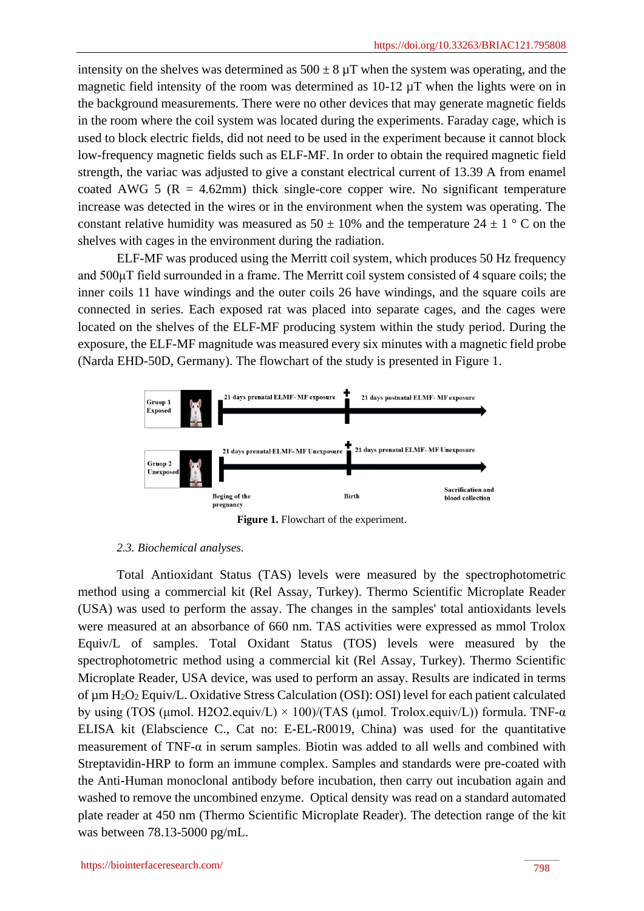intensity on the shelves was determined as 500 ± 8 µT when the system was operating, and the magnetic field intensity of the room was determined as 10-12 µT when the lights were on in the background measurements. There were no other devices that may generate magnetic fields in the room where the coil system was located during the experiments. Faraday cage, which is used to block electric fields, did not need to be used in the experiment because it cannot block low-frequency magnetic fields such as ELF-MF. In order to obtain the required magnetic field strength, the variac was adjusted to give a constant electrical current of 13.39 A from enamel coated AWG 5 (R = 4.62mm) thick single-core copper wire. No significant temperature increase was detected in the wires or in the environment when the system was operating. The constant relative humidity was measured as 50 ± 10% and the temperature 24 ± 1 ° C on the shelves with cages in the environment during the radiation.

ELF-MF was produced using the Merritt coil system, which produces 50 Hz frequency and 500µT field surrounded in a frame. The Merritt coil system consisted of 4 square coils; the inner coils 11 have windings and the outer coils 26 have windings, and the square coils are connected in series. Each exposed rat was placed into separate cages, and the cages were located on the shelves of the ELF-MF producing system within the study period. During the exposure, the ELF-MF magnitude was measured every six minutes with a magnetic field probe (Narda EHD-50D, Germany). The flowchart of the study is presented in Figure 1.

Gruop 1 Exposed — 21 days prenatal ELMF- MF exposure — 21 days postnatal ELMF- MF exposure

Gruop 2 Unexposed — 21 days prenatal ELMF- MF Unexposure — 21 days prenatal ELMF- MF Unexposure

Beging of the pregnancy — Birth — Sacrification and blood collection

**Figure 1.** Flowchart of the experiment.

*2.3. Biochemical analyses.*

Total Antioxidant Status (TAS) levels were measured by the spectrophotometric method using a commercial kit (Rel Assay, Turkey). Thermo Scientific Microplate Reader (USA) was used to perform the assay. The changes in the samples' total antioxidants levels were measured at an absorbance of 660 nm. TAS activities were expressed as mmol Trolox Equiv/L of samples. Total Oxidant Status (TOS) levels were measured by the spectrophotometric method using a commercial kit (Rel Assay, Turkey). Thermo Scientific Microplate Reader, USA device, was used to perform an assay. Results are indicated in terms of µm $H_2O_2$ Equiv/L. Oxidative Stress Calculation (OSI): OSI) level for each patient calculated by using (TOS (µmol. H2O2.equiv/L) × 100)/(TAS (µmol. Trolox.equiv/L)) formula. TNF-α ELISA kit (Elabscience C., Cat no: E-EL-R0019, China) was used for the quantitative measurement of TNF-α in serum samples. Biotin was added to all wells and combined with Streptavidin-HRP to form an immune complex. Samples and standards were pre-coated with the Anti-Human monoclonal antibody before incubation, then carry out incubation again and washed to remove the uncombined enzyme. Optical density was read on a standard automated plate reader at 450 nm (Thermo Scientific Microplate Reader). The detection range of the kit was between 78.13-5000 pg/mL.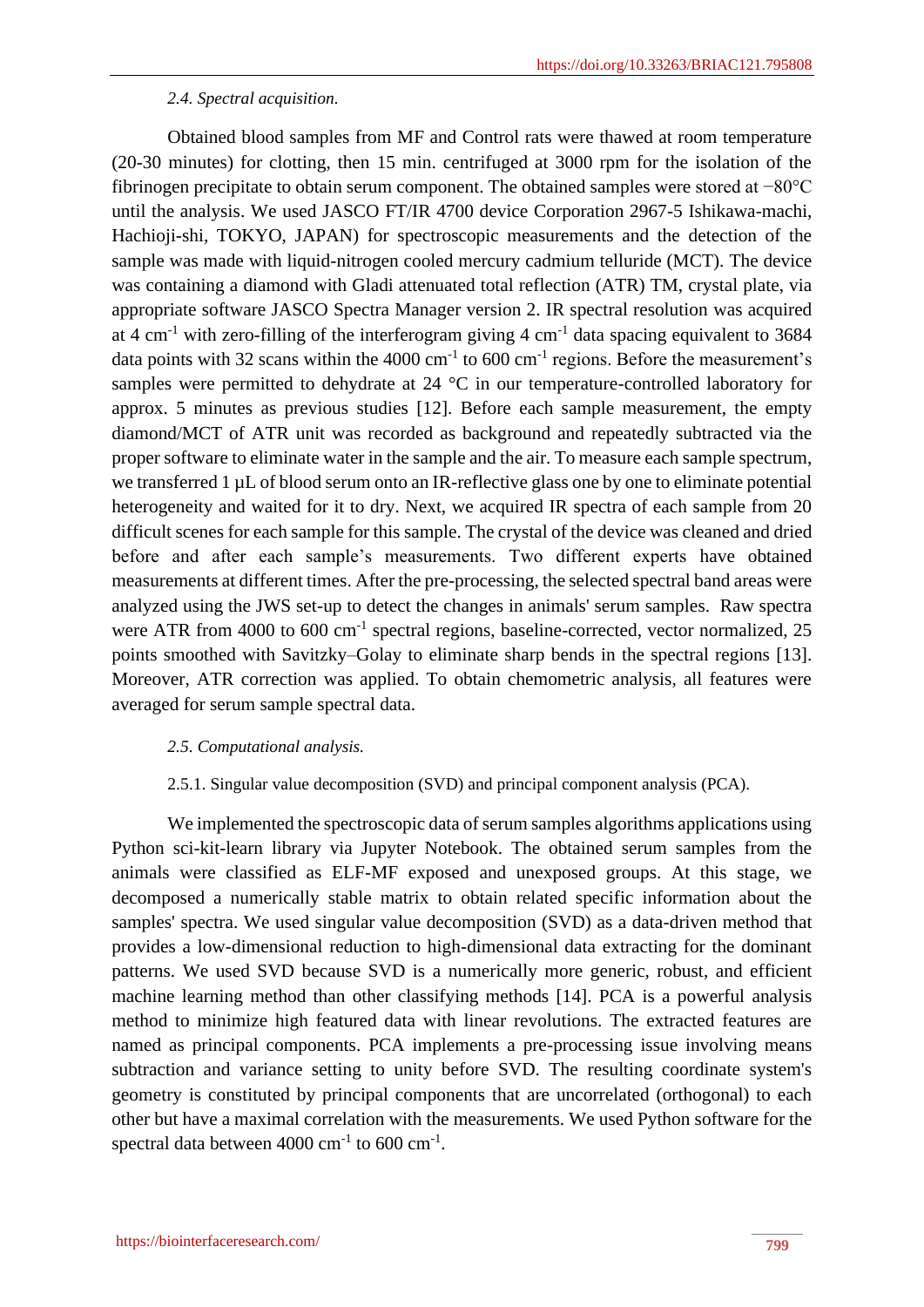*2.4. Spectral acquisition.*

Obtained blood samples from MF and Control rats were thawed at room temperature (20-30 minutes) for clotting, then 15 min. centrifuged at 3000 rpm for the isolation of the fibrinogen precipitate to obtain serum component. The obtained samples were stored at −80°C until the analysis. We used JASCO FT/IR 4700 device Corporation 2967-5 Ishikawa-machi, Hachioji-shi, TOKYO, JAPAN) for spectroscopic measurements and the detection of the sample was made with liquid-nitrogen cooled mercury cadmium telluride (MCT). The device was containing a diamond with Gladi attenuated total reflection (ATR) TM, crystal plate, via appropriate software JASCO Spectra Manager version 2. IR spectral resolution was acquired at 4 $cm^{-1}$ with zero-filling of the interferogram giving 4 $cm^{-1}$ data spacing equivalent to 3684 data points with 32 scans within the 4000 $cm^{-1}$ to 600 $cm^{-1}$ regions. Before the measurement's samples were permitted to dehydrate at 24 °C in our temperature-controlled laboratory for approx. 5 minutes as previous studies [12]. Before each sample measurement, the empty diamond/MCT of ATR unit was recorded as background and repeatedly subtracted via the proper software to eliminate water in the sample and the air. To measure each sample spectrum, we transferred 1 µL of blood serum onto an IR-reflective glass one by one to eliminate potential heterogeneity and waited for it to dry. Next, we acquired IR spectra of each sample from 20 difficult scenes for each sample for this sample. The crystal of the device was cleaned and dried before and after each sample's measurements. Two different experts have obtained measurements at different times. After the pre-processing, the selected spectral band areas were analyzed using the JWS set-up to detect the changes in animals' serum samples. Raw spectra were ATR from 4000 to 600 $cm^{-1}$ spectral regions, baseline-corrected, vector normalized, 25 points smoothed with Savitzky–Golay to eliminate sharp bends in the spectral regions [13]. Moreover, ATR correction was applied. To obtain chemometric analysis, all features were averaged for serum sample spectral data.

*2.5. Computational analysis.*

2.5.1. Singular value decomposition (SVD) and principal component analysis (PCA).

We implemented the spectroscopic data of serum samples algorithms applications using Python sci-kit-learn library via Jupyter Notebook. The obtained serum samples from the animals were classified as ELF-MF exposed and unexposed groups. At this stage, we decomposed a numerically stable matrix to obtain related specific information about the samples' spectra. We used singular value decomposition (SVD) as a data-driven method that provides a low-dimensional reduction to high-dimensional data extracting for the dominant patterns. We used SVD because SVD is a numerically more generic, robust, and efficient machine learning method than other classifying methods [14]. PCA is a powerful analysis method to minimize high featured data with linear revolutions. The extracted features are named as principal components. PCA implements a pre-processing issue involving means subtraction and variance setting to unity before SVD. The resulting coordinate system's geometry is constituted by principal components that are uncorrelated (orthogonal) to each other but have a maximal correlation with the measurements. We used Python software for the spectral data between 4000 $cm^{-1}$ to 600 $cm^{-1}$.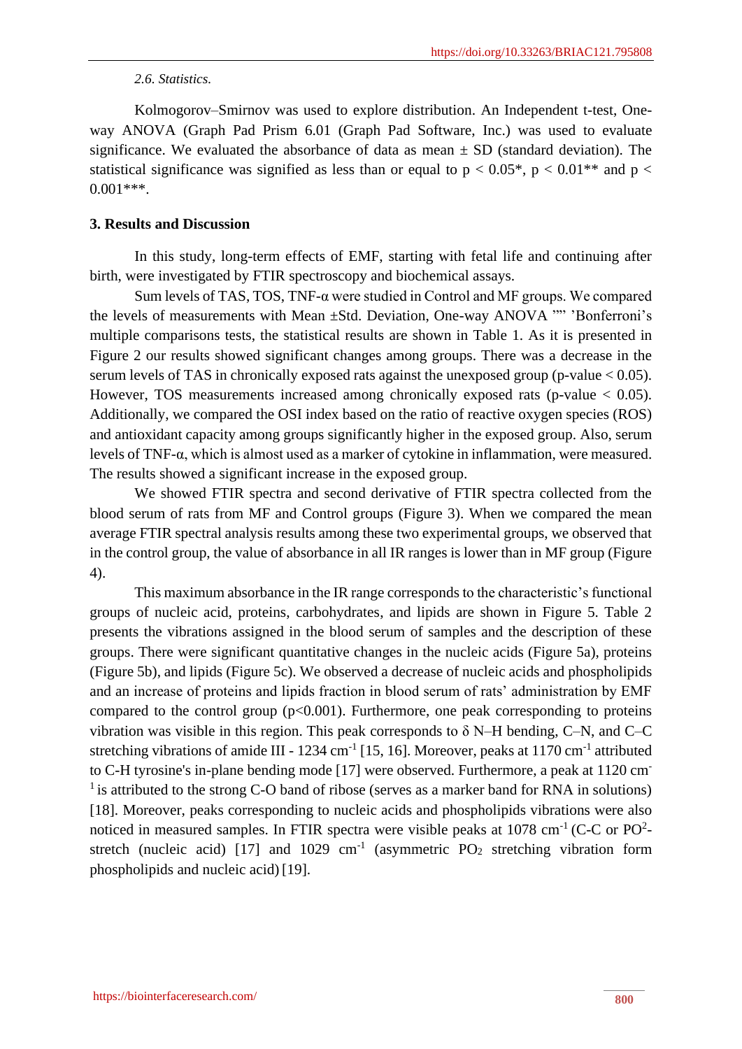*2.6. Statistics.*

Kolmogorov–Smirnov was used to explore distribution. An Independent t-test, One-way ANOVA (Graph Pad Prism 6.01 (Graph Pad Software, Inc.) was used to evaluate significance. We evaluated the absorbance of data as mean ± SD (standard deviation). The statistical significance was signified as less than or equal to $p < 0.05$*, $p < 0.01$** and $p < 0.001$***.

## 3. Results and Discussion

In this study, long-term effects of EMF, starting with fetal life and continuing after birth, were investigated by FTIR spectroscopy and biochemical assays.

Sum levels of TAS, TOS, TNF-α were studied in Control and MF groups. We compared the levels of measurements with Mean ±Std. Deviation, One-way ANOVA "" 'Bonferroni's multiple comparisons tests, the statistical results are shown in Table 1. As it is presented in Figure 2 our results showed significant changes among groups. There was a decrease in the serum levels of TAS in chronically exposed rats against the unexposed group (p-value < 0.05). However, TOS measurements increased among chronically exposed rats (p-value < 0.05). Additionally, we compared the OSI index based on the ratio of reactive oxygen species (ROS) and antioxidant capacity among groups significantly higher in the exposed group. Also, serum levels of TNF-α, which is almost used as a marker of cytokine in inflammation, were measured. The results showed a significant increase in the exposed group.

We showed FTIR spectra and second derivative of FTIR spectra collected from the blood serum of rats from MF and Control groups (Figure 3). When we compared the mean average FTIR spectral analysis results among these two experimental groups, we observed that in the control group, the value of absorbance in all IR ranges is lower than in MF group (Figure 4).

This maximum absorbance in the IR range corresponds to the characteristic's functional groups of nucleic acid, proteins, carbohydrates, and lipids are shown in Figure 5. Table 2 presents the vibrations assigned in the blood serum of samples and the description of these groups. There were significant quantitative changes in the nucleic acids (Figure 5a), proteins (Figure 5b), and lipids (Figure 5c). We observed a decrease of nucleic acids and phospholipids and an increase of proteins and lipids fraction in blood serum of rats' administration by EMF compared to the control group ($p<0.001$). Furthermore, one peak corresponding to proteins vibration was visible in this region. This peak corresponds to δ N–H bending, C–N, and C–C stretching vibrations of amide III - 1234 $cm^{-1}$ [15, 16]. Moreover, peaks at 1170 $cm^{-1}$ attributed to C-H tyrosine's in-plane bending mode [17] were observed. Furthermore, a peak at 1120 $cm^{-1}$ is attributed to the strong C-O band of ribose (serves as a marker band for RNA in solutions) [18]. Moreover, peaks corresponding to nucleic acids and phospholipids vibrations were also noticed in measured samples. In FTIR spectra were visible peaks at 1078 $cm^{-1}$ (C-C or $PO^{2-}$ stretch (nucleic acid) [17] and 1029 $cm^{-1}$ (asymmetric $PO_2$ stretching vibration form phospholipids and nucleic acid) [19].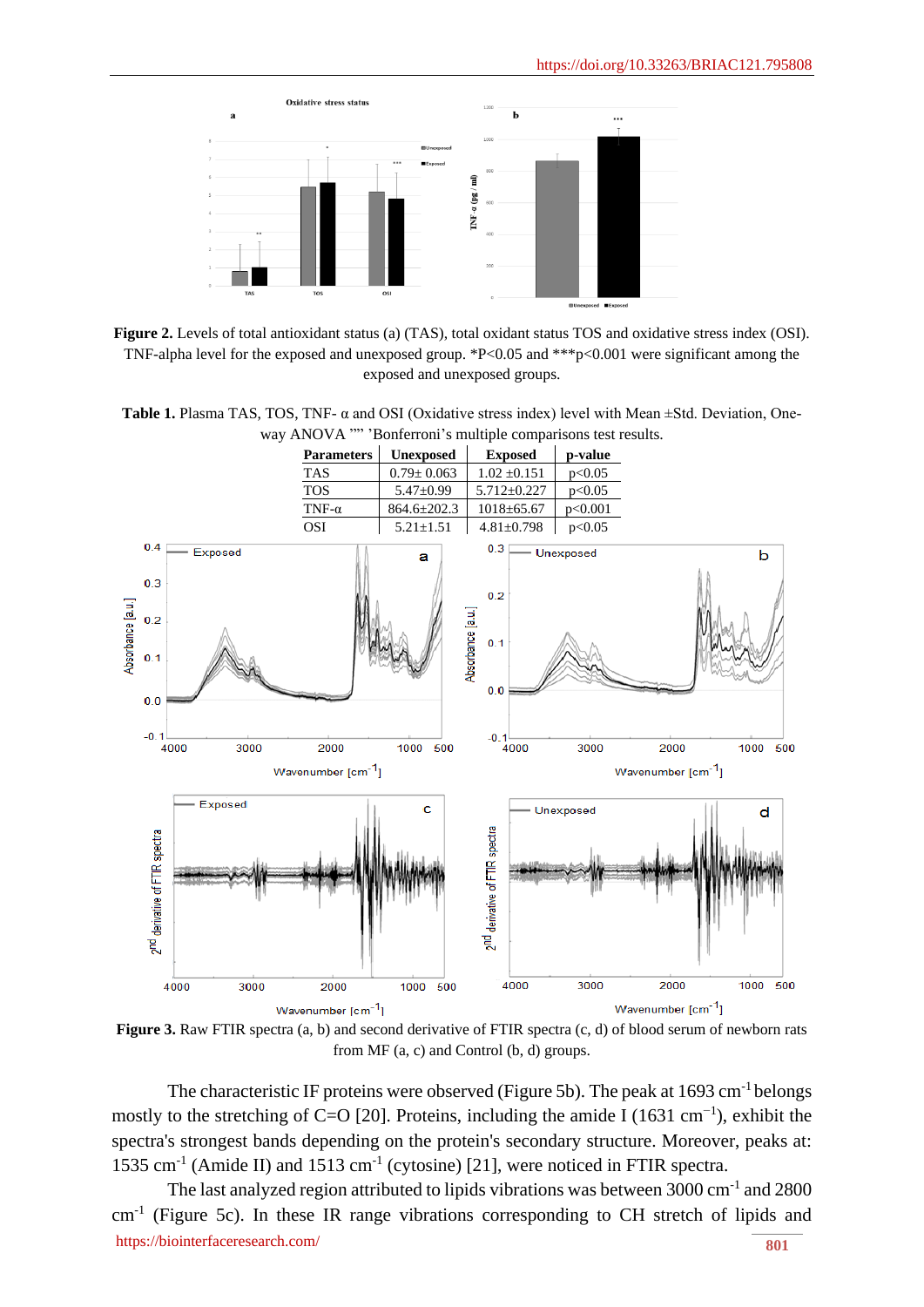Figure 2. Levels of total antioxidant status (a) (TAS), total oxidant status TOS and oxidative stress index (OSI). TNF-alpha level for the exposed and unexposed group. *P<0.05 and ***p<0.001 were significant among the exposed and unexposed groups.

**Table 1.** Plasma TAS, TOS, TNF- α and OSI (Oxidative stress index) level with Mean ±Std. Deviation, One-way ANOVA "" 'Bonferroni's multiple comparisons test results.

| Parameters | Unexposed | Exposed | p-value |
|---|---|---|---|
| TAS | 0.79± 0.063 | 1.02 ±0.151 | p<0.05 |
| TOS | 5.47±0.99 | 5.712±0.227 | p<0.05 |
| TNF-α | 864.6±202.3 | 1018±65.67 | p<0.001 |
| OSI | 5.21±1.51 | 4.81±0.798 | p<0.05 |

**Figure 3.** Raw FTIR spectra (a, b) and second derivative of FTIR spectra (c, d) of blood serum of newborn rats from MF (a, c) and Control (b, d) groups.

The characteristic IF proteins were observed (Figure 5b). The peak at 1693 $cm^{-1}$ belongs mostly to the stretching of C=O [20]. Proteins, including the amide I (1631 $cm^{-1}$), exhibit the spectra's strongest bands depending on the protein's secondary structure. Moreover, peaks at: 1535 $cm^{-1}$ (Amide II) and 1513 $cm^{-1}$ (cytosine) [21], were noticed in FTIR spectra.

The last analyzed region attributed to lipids vibrations was between 3000 $cm^{-1}$ and 2800 $cm^{-1}$ (Figure 5c). In these IR range vibrations corresponding to CH stretch of lipids and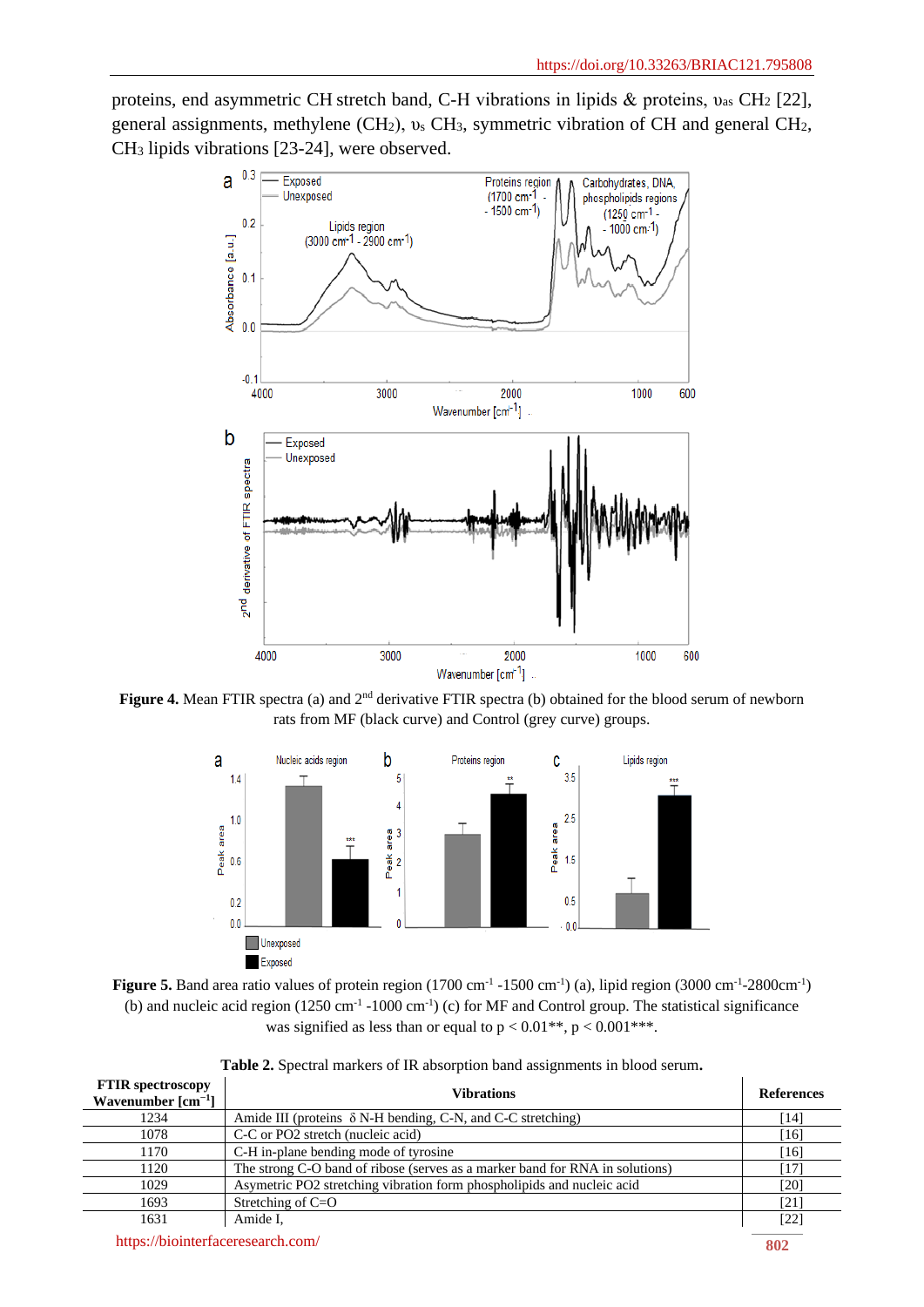proteins, end asymmetric CH stretch band, C-H vibrations in lipids & proteins, $\upsilon_{as}$ $CH_2$ [22], general assignments, methylene ($CH_2$), $\upsilon_s$ $CH_3$, symmetric vibration of CH and general $CH_2$, $CH_3$ lipids vibrations [23-24], were observed.

**Figure 4.** Mean FTIR spectra (a) and 2[nd] derivative FTIR spectra (b) obtained for the blood serum of newborn rats from MF (black curve) and Control (grey curve) groups.

**Figure 5.** Band area ratio values of protein region (1700 $cm^{-1}$ -1500 $cm^{-1}$) (a), lipid region (3000 $cm^{-1}$-2800$cm^{-1}$) (b) and nucleic acid region (1250 $cm^{-1}$ -1000 $cm^{-1}$) (c) for MF and Control group. The statistical significance was signified as less than or equal to $p < 0.01$**, $p < 0.001$***.

**Table 2.** Spectral markers of IR absorption band assignments in blood serum**.**

| FTIR spectroscopy Wavenumber [$cm^{-1}$] | Vibrations | References |
|---|---|---|
| 1234 | Amide III (proteins δ N-H bending, C-N, and C-C stretching) | [14] |
| 1078 | C-C or PO2 stretch (nucleic acid) | [16] |
| 1170 | C-H in-plane bending mode of tyrosine | [16] |
| 1120 | The strong C-O band of ribose (serves as a marker band for RNA in solutions) | [17] |
| 1029 | Asymetric PO2 stretching vibration form phospholipids and nucleic acid | [20] |
| 1693 | Stretching of C=O | [21] |
| 1631 | Amide I, | [22] |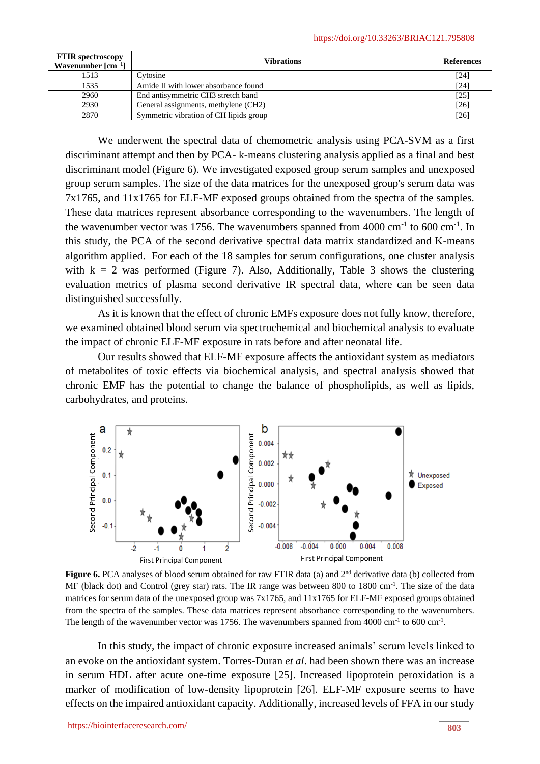| FTIR spectroscopy Wavenumber [$cm^{-1}$] | Vibrations | References |
|---|---|---|
| 1513 | Cytosine | [24] |
| 1535 | Amide II with lower absorbance found | [24] |
| 2960 | End antisymmetric CH3 stretch band | [25] |
| 2930 | General assignments, methylene (CH2) | [26] |
| 2870 | Symmetric vibration of CH lipids group | [26] |

We underwent the spectral data of chemometric analysis using PCA-SVM as a first discriminant attempt and then by PCA- k-means clustering analysis applied as a final and best discriminant model (Figure 6). We investigated exposed group serum samples and unexposed group serum samples. The size of the data matrices for the unexposed group's serum data was 7x1765, and 11x1765 for ELF-MF exposed groups obtained from the spectra of the samples. These data matrices represent absorbance corresponding to the wavenumbers. The length of the wavenumber vector was 1756. The wavenumbers spanned from 4000 $cm^{-1}$ to 600 $cm^{-1}$. In this study, the PCA of the second derivative spectral data matrix standardized and K-means algorithm applied. For each of the 18 samples for serum configurations, one cluster analysis with k = 2 was performed (Figure 7). Also, Additionally, Table 3 shows the clustering evaluation metrics of plasma second derivative IR spectral data, where can be seen data distinguished successfully.

As it is known that the effect of chronic EMFs exposure does not fully know, therefore, we examined obtained blood serum via spectrochemical and biochemical analysis to evaluate the impact of chronic ELF-MF exposure in rats before and after neonatal life.

Our results showed that ELF-MF exposure affects the antioxidant system as mediators of metabolites of toxic effects via biochemical analysis, and spectral analysis showed that chronic EMF has the potential to change the balance of phospholipids, as well as lipids, carbohydrates, and proteins.

**Figure 6.** PCA analyses of blood serum obtained for raw FTIR data (a) and 2[nd] derivative data (b) collected from MF (black dot) and Control (grey star) rats. The IR range was between 800 to 1800 $cm^{-1}$. The size of the data matrices for serum data of the unexposed group was 7x1765, and 11x1765 for ELF-MF exposed groups obtained from the spectra of the samples. These data matrices represent absorbance corresponding to the wavenumbers. The length of the wavenumber vector was 1756. The wavenumbers spanned from 4000 $cm^{-1}$ to 600 $cm^{-1}$.

In this study, the impact of chronic exposure increased animals' serum levels linked to an evoke on the antioxidant system. Torres-Duran *et al*. had been shown there was an increase in serum HDL after acute one-time exposure [25]. Increased lipoprotein peroxidation is a marker of modification of low-density lipoprotein [26]. ELF-MF exposure seems to have effects on the impaired antioxidant capacity. Additionally, increased levels of FFA in our study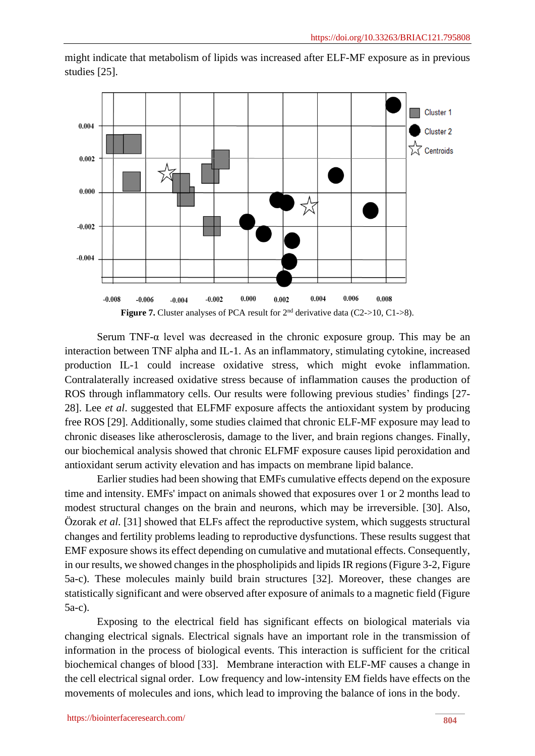might indicate that metabolism of lipids was increased after ELF-MF exposure as in previous studies [25].

**Figure 7.** Cluster analyses of PCA result for 2[nd] derivative data (C2->10, C1->8).

Serum TNF-α level was decreased in the chronic exposure group. This may be an interaction between TNF alpha and IL-1. As an inflammatory, stimulating cytokine, increased production IL-1 could increase oxidative stress, which might evoke inflammation. Contralaterally increased oxidative stress because of inflammation causes the production of ROS through inflammatory cells. Our results were following previous studies' findings [27-28]. Lee *et al*. suggested that ELFMF exposure affects the antioxidant system by producing free ROS [29]. Additionally, some studies claimed that chronic ELF-MF exposure may lead to chronic diseases like atherosclerosis, damage to the liver, and brain regions changes. Finally, our biochemical analysis showed that chronic ELFMF exposure causes lipid peroxidation and antioxidant serum activity elevation and has impacts on membrane lipid balance.

Earlier studies had been showing that EMFs cumulative effects depend on the exposure time and intensity. EMFs' impact on animals showed that exposures over 1 or 2 months lead to modest structural changes on the brain and neurons, which may be irreversible. [30]. Also, Özorak *et al.* [31] showed that ELFs affect the reproductive system, which suggests structural changes and fertility problems leading to reproductive dysfunctions. These results suggest that EMF exposure shows its effect depending on cumulative and mutational effects. Consequently, in our results, we showed changes in the phospholipids and lipids IR regions (Figure 3-2, Figure 5a-c). These molecules mainly build brain structures [32]. Moreover, these changes are statistically significant and were observed after exposure of animals to a magnetic field (Figure 5a-c).

Exposing to the electrical field has significant effects on biological materials via changing electrical signals. Electrical signals have an important role in the transmission of information in the process of biological events. This interaction is sufficient for the critical biochemical changes of blood [33]. Membrane interaction with ELF-MF causes a change in the cell electrical signal order. Low frequency and low-intensity EM fields have effects on the movements of molecules and ions, which lead to improving the balance of ions in the body.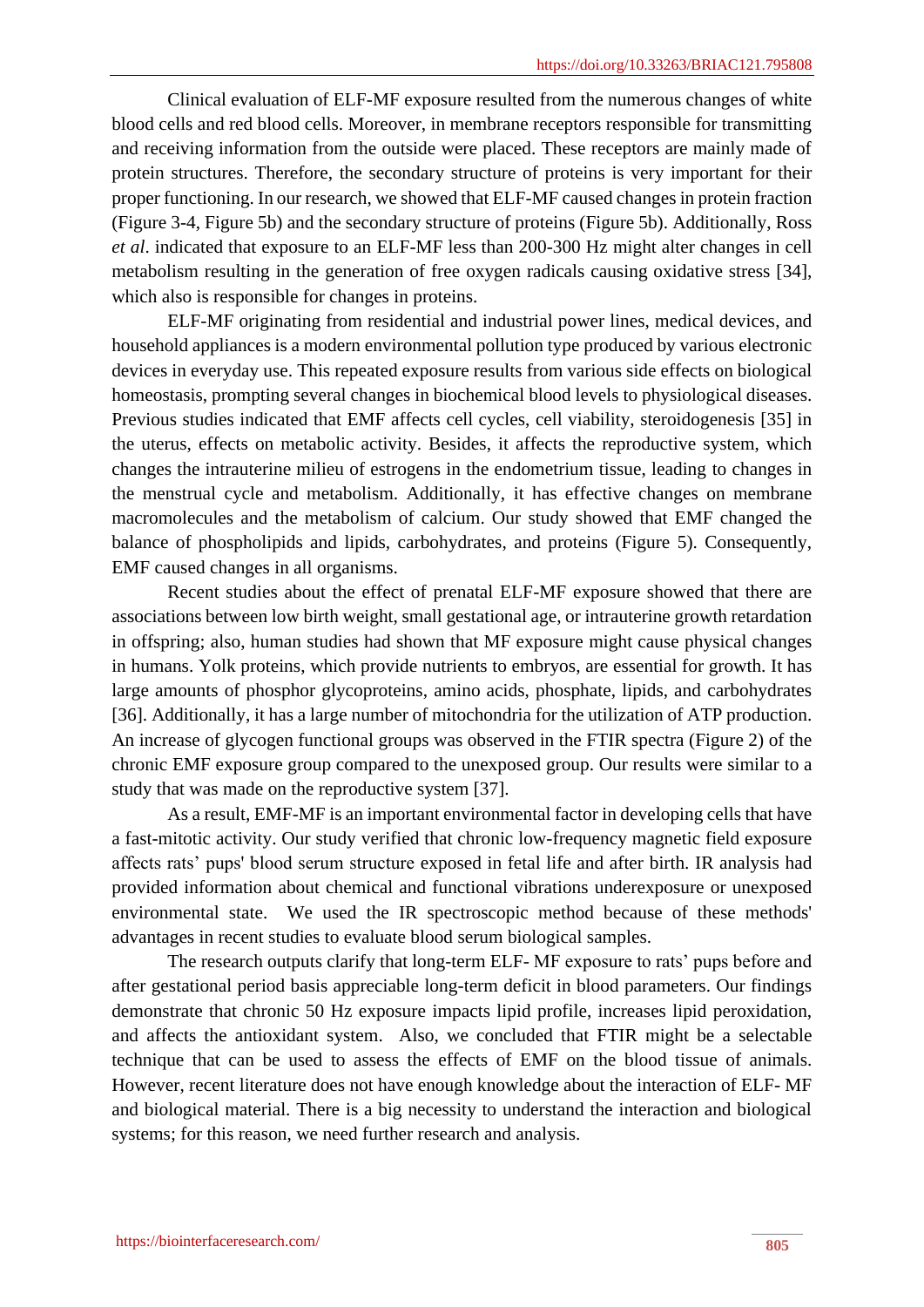Clinical evaluation of ELF-MF exposure resulted from the numerous changes of white blood cells and red blood cells. Moreover, in membrane receptors responsible for transmitting and receiving information from the outside were placed. These receptors are mainly made of protein structures. Therefore, the secondary structure of proteins is very important for their proper functioning. In our research, we showed that ELF-MF caused changes in protein fraction (Figure 3-4, Figure 5b) and the secondary structure of proteins (Figure 5b). Additionally, Ross *et al*. indicated that exposure to an ELF-MF less than 200-300 Hz might alter changes in cell metabolism resulting in the generation of free oxygen radicals causing oxidative stress [34], which also is responsible for changes in proteins.

ELF-MF originating from residential and industrial power lines, medical devices, and household appliances is a modern environmental pollution type produced by various electronic devices in everyday use. This repeated exposure results from various side effects on biological homeostasis, prompting several changes in biochemical blood levels to physiological diseases. Previous studies indicated that EMF affects cell cycles, cell viability, steroidogenesis [35] in the uterus, effects on metabolic activity. Besides, it affects the reproductive system, which changes the intrauterine milieu of estrogens in the endometrium tissue, leading to changes in the menstrual cycle and metabolism. Additionally, it has effective changes on membrane macromolecules and the metabolism of calcium. Our study showed that EMF changed the balance of phospholipids and lipids, carbohydrates, and proteins (Figure 5). Consequently, EMF caused changes in all organisms.

Recent studies about the effect of prenatal ELF-MF exposure showed that there are associations between low birth weight, small gestational age, or intrauterine growth retardation in offspring; also, human studies had shown that MF exposure might cause physical changes in humans. Yolk proteins, which provide nutrients to embryos, are essential for growth. It has large amounts of phosphor glycoproteins, amino acids, phosphate, lipids, and carbohydrates [36]. Additionally, it has a large number of mitochondria for the utilization of ATP production. An increase of glycogen functional groups was observed in the FTIR spectra (Figure 2) of the chronic EMF exposure group compared to the unexposed group. Our results were similar to a study that was made on the reproductive system [37].

As a result, EMF-MF is an important environmental factor in developing cells that have a fast-mitotic activity. Our study verified that chronic low-frequency magnetic field exposure affects rats' pups' blood serum structure exposed in fetal life and after birth. IR analysis had provided information about chemical and functional vibrations underexposure or unexposed environmental state. We used the IR spectroscopic method because of these methods' advantages in recent studies to evaluate blood serum biological samples.

The research outputs clarify that long-term ELF- MF exposure to rats' pups before and after gestational period basis appreciable long-term deficit in blood parameters. Our findings demonstrate that chronic 50 Hz exposure impacts lipid profile, increases lipid peroxidation, and affects the antioxidant system. Also, we concluded that FTIR might be a selectable technique that can be used to assess the effects of EMF on the blood tissue of animals. However, recent literature does not have enough knowledge about the interaction of ELF- MF and biological material. There is a big necessity to understand the interaction and biological systems; for this reason, we need further research and analysis.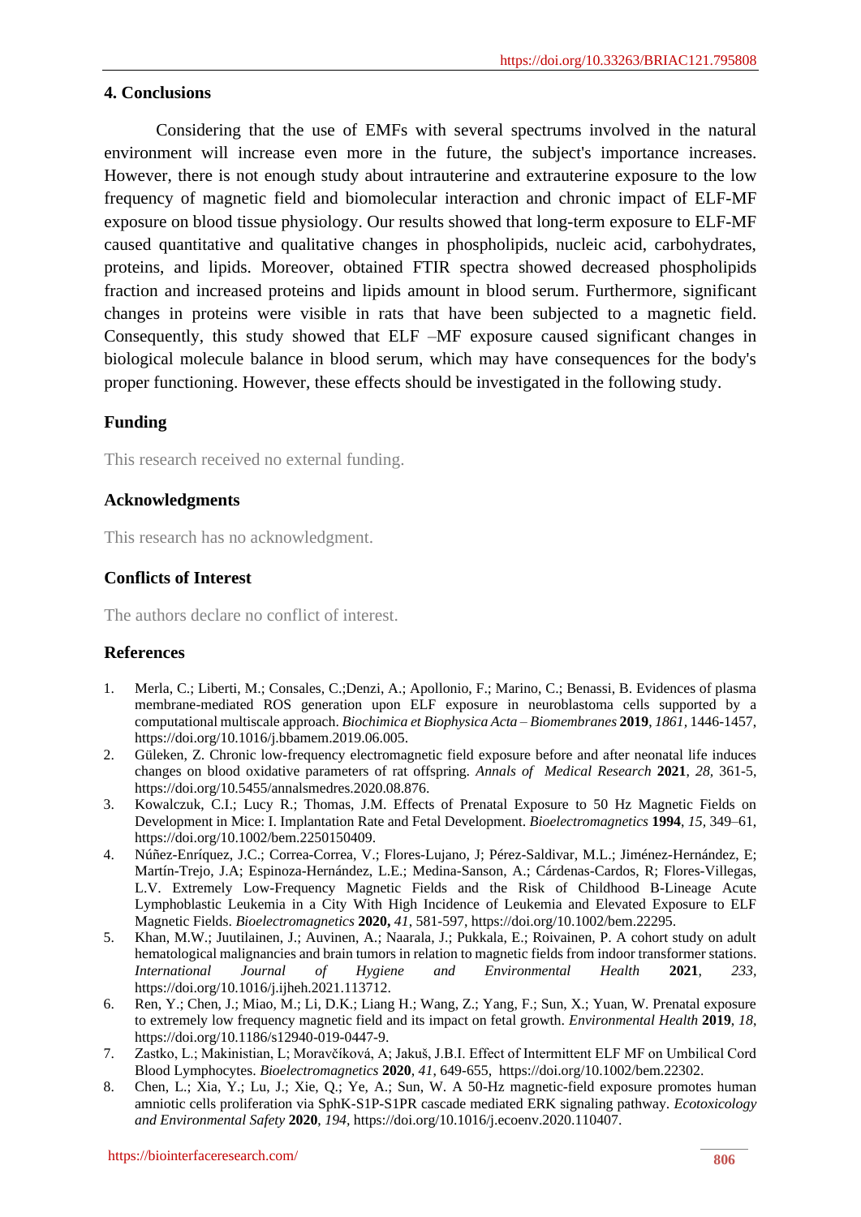## 4. Conclusions

Considering that the use of EMFs with several spectrums involved in the natural environment will increase even more in the future, the subject's importance increases. However, there is not enough study about intrauterine and extrauterine exposure to the low frequency of magnetic field and biomolecular interaction and chronic impact of ELF-MF exposure on blood tissue physiology. Our results showed that long-term exposure to ELF-MF caused quantitative and qualitative changes in phospholipids, nucleic acid, carbohydrates, proteins, and lipids. Moreover, obtained FTIR spectra showed decreased phospholipids fraction and increased proteins and lipids amount in blood serum. Furthermore, significant changes in proteins were visible in rats that have been subjected to a magnetic field. Consequently, this study showed that ELF –MF exposure caused significant changes in biological molecule balance in blood serum, which may have consequences for the body's proper functioning. However, these effects should be investigated in the following study.

## Funding

This research received no external funding.

## Acknowledgments

This research has no acknowledgment.

## Conflicts of Interest

The authors declare no conflict of interest.

## References

1. Merla, C.; Liberti, M.; Consales, C.;Denzi, A.; Apollonio, F.; Marino, C.; Benassi, B. Evidences of plasma membrane-mediated ROS generation upon ELF exposure in neuroblastoma cells supported by a computational multiscale approach. *Biochimica et Biophysica Acta – Biomembranes* **2019**, *1861*, 1446-1457, https://doi.org/10.1016/j.bbamem.2019.06.005.
2. Güleken, Z. Chronic low-frequency electromagnetic field exposure before and after neonatal life induces changes on blood oxidative parameters of rat offspring. *Annals of Medical Research* **2021**, *28*, 361-5, https://doi.org/10.5455/annalsmedres.2020.08.876.
3. Kowalczuk, C.I.; Lucy R.; Thomas, J.M. Effects of Prenatal Exposure to 50 Hz Magnetic Fields on Development in Mice: I. Implantation Rate and Fetal Development. *Bioelectromagnetics* **1994**, *15*, 349–61, https://doi.org/10.1002/bem.2250150409.
4. Núñez-Enríquez, J.C.; Correa-Correa, V.; Flores-Lujano, J; Pérez-Saldivar, M.L.; Jiménez-Hernández, E; Martín-Trejo, J.A; Espinoza-Hernández, L.E.; Medina-Sanson, A.; Cárdenas-Cardos, R; Flores-Villegas, L.V. Extremely Low-Frequency Magnetic Fields and the Risk of Childhood B-Lineage Acute Lymphoblastic Leukemia in a City With High Incidence of Leukemia and Elevated Exposure to ELF Magnetic Fields. *Bioelectromagnetics* **2020,** *41*, 581-597, https://doi.org/10.1002/bem.22295.
5. Khan, M.W.; Juutilainen, J.; Auvinen, A.; Naarala, J.; Pukkala, E.; Roivainen, P. A cohort study on adult hematological malignancies and brain tumors in relation to magnetic fields from indoor transformer stations. *International Journal of Hygiene and Environmental Health* **2021**, *233*, https://doi.org/10.1016/j.ijheh.2021.113712.
6. Ren, Y.; Chen, J.; Miao, M.; Li, D.K.; Liang H.; Wang, Z.; Yang, F.; Sun, X.; Yuan, W. Prenatal exposure to extremely low frequency magnetic field and its impact on fetal growth. *Environmental Health* **2019**, *18*, https://doi.org/10.1186/s12940-019-0447-9.
7. Zastko, L.; Makinistian, L; Moravčíková, A; Jakuš, J.B.I. Effect of Intermittent ELF MF on Umbilical Cord Blood Lymphocytes. *Bioelectromagnetics* **2020**, *41*, 649-655, https://doi.org/10.1002/bem.22302.
8. Chen, L.; Xia, Y.; Lu, J.; Xie, Q.; Ye, A.; Sun, W. A 50-Hz magnetic-field exposure promotes human amniotic cells proliferation via SphK-S1P-S1PR cascade mediated ERK signaling pathway. *Ecotoxicology and Environmental Safety* **2020**, *194*, https://doi.org/10.1016/j.ecoenv.2020.110407.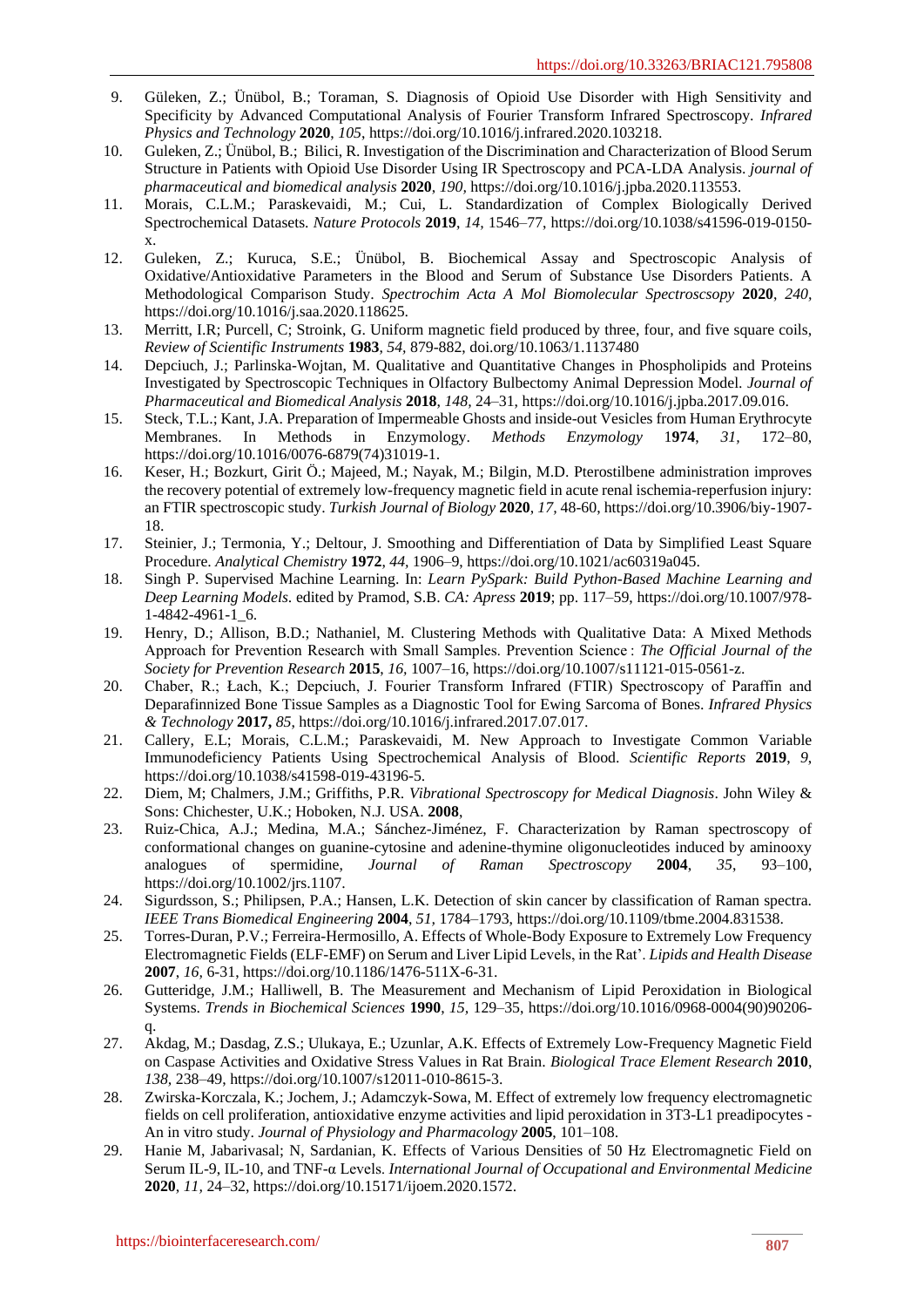9. Güleken, Z.; Ünübol, B.; Toraman, S. Diagnosis of Opioid Use Disorder with High Sensitivity and Specificity by Advanced Computational Analysis of Fourier Transform Infrared Spectroscopy. *Infrared Physics and Technology* **2020**, *105*, https://doi.org/10.1016/j.infrared.2020.103218.
10. Guleken, Z.; Ünübol, B.; Bilici, R. Investigation of the Discrimination and Characterization of Blood Serum Structure in Patients with Opioid Use Disorder Using IR Spectroscopy and PCA-LDA Analysis. *journal of pharmaceutical and biomedical analysis* **2020**, *190*, https://doi.org/10.1016/j.jpba.2020.113553.
11. Morais, C.L.M.; Paraskevaidi, M.; Cui, L. Standardization of Complex Biologically Derived Spectrochemical Datasets. *Nature Protocols* **2019**, *14*, 1546–77, https://doi.org/10.1038/s41596-019-0150-x.
12. Guleken, Z.; Kuruca, S.E.; Ünübol, B. Biochemical Assay and Spectroscopic Analysis of Oxidative/Antioxidative Parameters in the Blood and Serum of Substance Use Disorders Patients. A Methodological Comparison Study. *Spectrochim Acta A Mol Biomolecular Spectroscsopy* **2020**, *240*, https://doi.org/10.1016/j.saa.2020.118625.
13. Merritt, I.R; Purcell, C; Stroink, G. Uniform magnetic field produced by three, four, and five square coils, *Review of Scientific Instruments* **1983**, *54*, 879-882, doi.org/10.1063/1.1137480
14. Depciuch, J.; Parlinska-Wojtan, M. Qualitative and Quantitative Changes in Phospholipids and Proteins Investigated by Spectroscopic Techniques in Olfactory Bulbectomy Animal Depression Model. *Journal of Pharmaceutical and Biomedical Analysis* **2018**, *148*, 24–31, https://doi.org/10.1016/j.jpba.2017.09.016.
15. Steck, T.L.; Kant, J.A. Preparation of Impermeable Ghosts and inside-out Vesicles from Human Erythrocyte Membranes. In Methods in Enzymology. *Methods Enzymology* 1**974**, *31*, 172–80, https://doi.org/10.1016/0076-6879(74)31019-1.
16. Keser, H.; Bozkurt, Girit Ö.; Majeed, M.; Nayak, M.; Bilgin, M.D. Pterostilbene administration improves the recovery potential of extremely low-frequency magnetic field in acute renal ischemia-reperfusion injury: an FTIR spectroscopic study. *Turkish Journal of Biology* **2020**, *17*, 48-60, https://doi.org/10.3906/biy-1907-18.
17. Steinier, J.; Termonia, Y.; Deltour, J. Smoothing and Differentiation of Data by Simplified Least Square Procedure. *Analytical Chemistry* **1972**, *44*, 1906–9, https://doi.org/10.1021/ac60319a045.
18. Singh P. Supervised Machine Learning. In: *Learn PySpark: Build Python-Based Machine Learning and Deep Learning Models*. edited by Pramod, S.B. *CA: Apress* **2019**; pp. 117–59, https://doi.org/10.1007/978-1-4842-4961-1_6.
19. Henry, D.; Allison, B.D.; Nathaniel, M. Clustering Methods with Qualitative Data: A Mixed Methods Approach for Prevention Research with Small Samples. Prevention Science : *The Official Journal of the Society for Prevention Research* **2015**, *16*, 1007–16, https://doi.org/10.1007/s11121-015-0561-z.
20. Chaber, R.; Łach, K.; Depciuch, J. Fourier Transform Infrared (FTIR) Spectroscopy of Paraffin and Deparafinnized Bone Tissue Samples as a Diagnostic Tool for Ewing Sarcoma of Bones. *Infrared Physics & Technology* **2017,** *85*, https://doi.org/10.1016/j.infrared.2017.07.017.
21. Callery, E.L; Morais, C.L.M.; Paraskevaidi, M. New Approach to Investigate Common Variable Immunodeficiency Patients Using Spectrochemical Analysis of Blood. *Scientific Reports* **2019**, *9*, https://doi.org/10.1038/s41598-019-43196-5.
22. Diem, M; Chalmers, J.M.; Griffiths, P.R. *Vibrational Spectroscopy for Medical Diagnosis*. John Wiley & Sons: Chichester, U.K.; Hoboken, N.J. USA. **2008**,
23. Ruiz-Chica, A.J.; Medina, M.A.; Sánchez-Jiménez, F. Characterization by Raman spectroscopy of conformational changes on guanine-cytosine and adenine-thymine oligonucleotides induced by aminooxy analogues of spermidine, *Journal of Raman Spectroscopy* **2004**, *35*, 93–100, https://doi.org/10.1002/jrs.1107.
24. Sigurdsson, S.; Philipsen, P.A.; Hansen, L.K. Detection of skin cancer by classification of Raman spectra. *IEEE Trans Biomedical Engineering* **2004**, *51*, 1784–1793, https://doi.org/10.1109/tbme.2004.831538.
25. Torres-Duran, P.V.; Ferreira-Hermosillo, A. Effects of Whole-Body Exposure to Extremely Low Frequency Electromagnetic Fields (ELF-EMF) on Serum and Liver Lipid Levels, in the Rat'. *Lipids and Health Disease* **2007**, *16*, 6-31, https://doi.org/10.1186/1476-511X-6-31.
26. Gutteridge, J.M.; Halliwell, B. The Measurement and Mechanism of Lipid Peroxidation in Biological Systems. *Trends in Biochemical Sciences* **1990**, *15*, 129–35, https://doi.org/10.1016/0968-0004(90)90206-q.
27. Akdag, M.; Dasdag, Z.S.; Ulukaya, E.; Uzunlar, A.K. Effects of Extremely Low-Frequency Magnetic Field on Caspase Activities and Oxidative Stress Values in Rat Brain. *Biological Trace Element Research* **2010**, *138*, 238–49, https://doi.org/10.1007/s12011-010-8615-3.
28. Zwirska-Korczala, K.; Jochem, J.; Adamczyk-Sowa, M. Effect of extremely low frequency electromagnetic fields on cell proliferation, antioxidative enzyme activities and lipid peroxidation in 3T3-L1 preadipocytes - An in vitro study. *Journal of Physiology and Pharmacology* **2005**, 101–108.
29. Hanie M, Jabarivasal; N, Sardanian, K. Effects of Various Densities of 50 Hz Electromagnetic Field on Serum IL-9, IL-10, and TNF-α Levels. *International Journal of Occupational and Environmental Medicine* **2020**, *11*, 24–32, https://doi.org/10.15171/ijoem.2020.1572.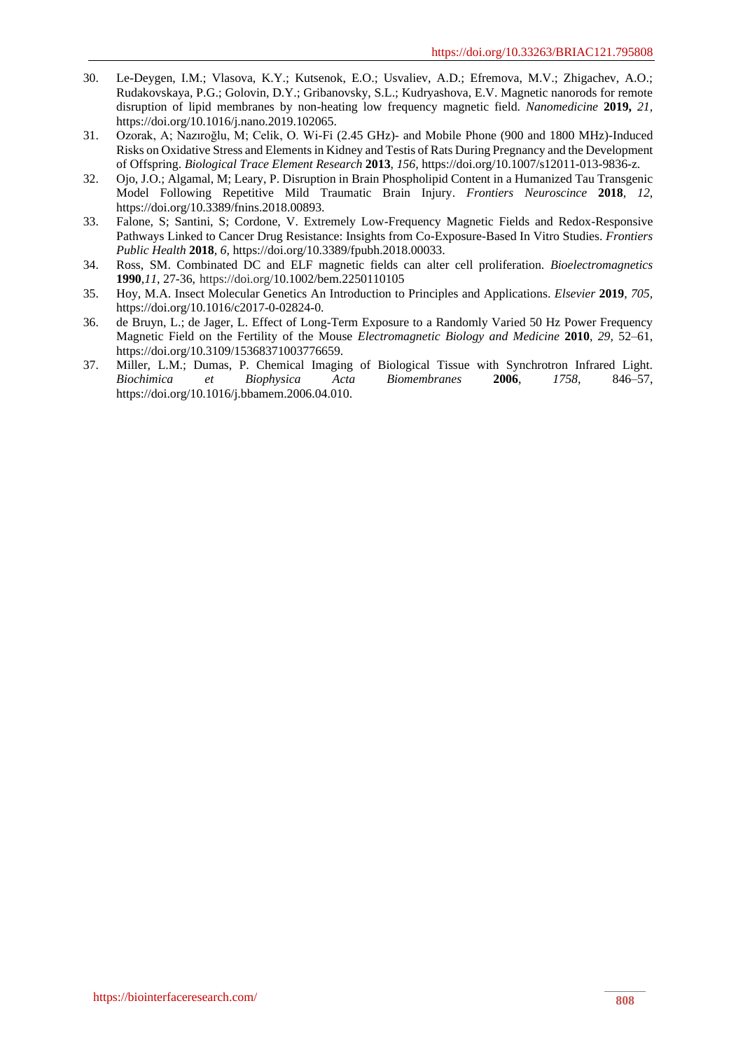30. Le-Deygen, I.M.; Vlasova, K.Y.; Kutsenok, E.O.; Usvaliev, A.D.; Efremova, M.V.; Zhigachev, A.O.; Rudakovskaya, P.G.; Golovin, D.Y.; Gribanovsky, S.L.; Kudryashova, E.V. Magnetic nanorods for remote disruption of lipid membranes by non-heating low frequency magnetic field. *Nanomedicine* **2019,** *21*, https://doi.org/10.1016/j.nano.2019.102065.
31. Ozorak, A; Nazıroğlu, M; Celik, O. Wi-Fi (2.45 GHz)- and Mobile Phone (900 and 1800 MHz)-Induced Risks on Oxidative Stress and Elements in Kidney and Testis of Rats During Pregnancy and the Development of Offspring. *Biological Trace Element Research* **2013**, *156*, https://doi.org/10.1007/s12011-013-9836-z.
32. Ojo, J.O.; Algamal, M; Leary, P. Disruption in Brain Phospholipid Content in a Humanized Tau Transgenic Model Following Repetitive Mild Traumatic Brain Injury. *Frontiers Neuroscince* **2018**, *12*, https://doi.org/10.3389/fnins.2018.00893.
33. Falone, S; Santini, S; Cordone, V. Extremely Low-Frequency Magnetic Fields and Redox-Responsive Pathways Linked to Cancer Drug Resistance: Insights from Co-Exposure-Based In Vitro Studies. *Frontiers Public Health* **2018**, *6*, https://doi.org/10.3389/fpubh.2018.00033.
34. Ross, SM. Combinated DC and ELF magnetic fields can alter cell proliferation. *Bioelectromagnetics* **1990**,*11*, 27-36, https://doi.org/10.1002/bem.2250110105
35. Hoy, M.A. Insect Molecular Genetics An Introduction to Principles and Applications. *Elsevier* **2019**, *705*, https://doi.org/10.1016/c2017-0-02824-0.
36. de Bruyn, L.; de Jager, L. Effect of Long-Term Exposure to a Randomly Varied 50 Hz Power Frequency Magnetic Field on the Fertility of the Mouse *Electromagnetic Biology and Medicine* **2010**, *29*, 52–61, https://doi.org/10.3109/15368371003776659.
37. Miller, L.M.; Dumas, P. Chemical Imaging of Biological Tissue with Synchrotron Infrared Light. *Biochimica et Biophysica Acta Biomembranes* **2006**, *1758*, 846–57, https://doi.org/10.1016/j.bbamem.2006.04.010.